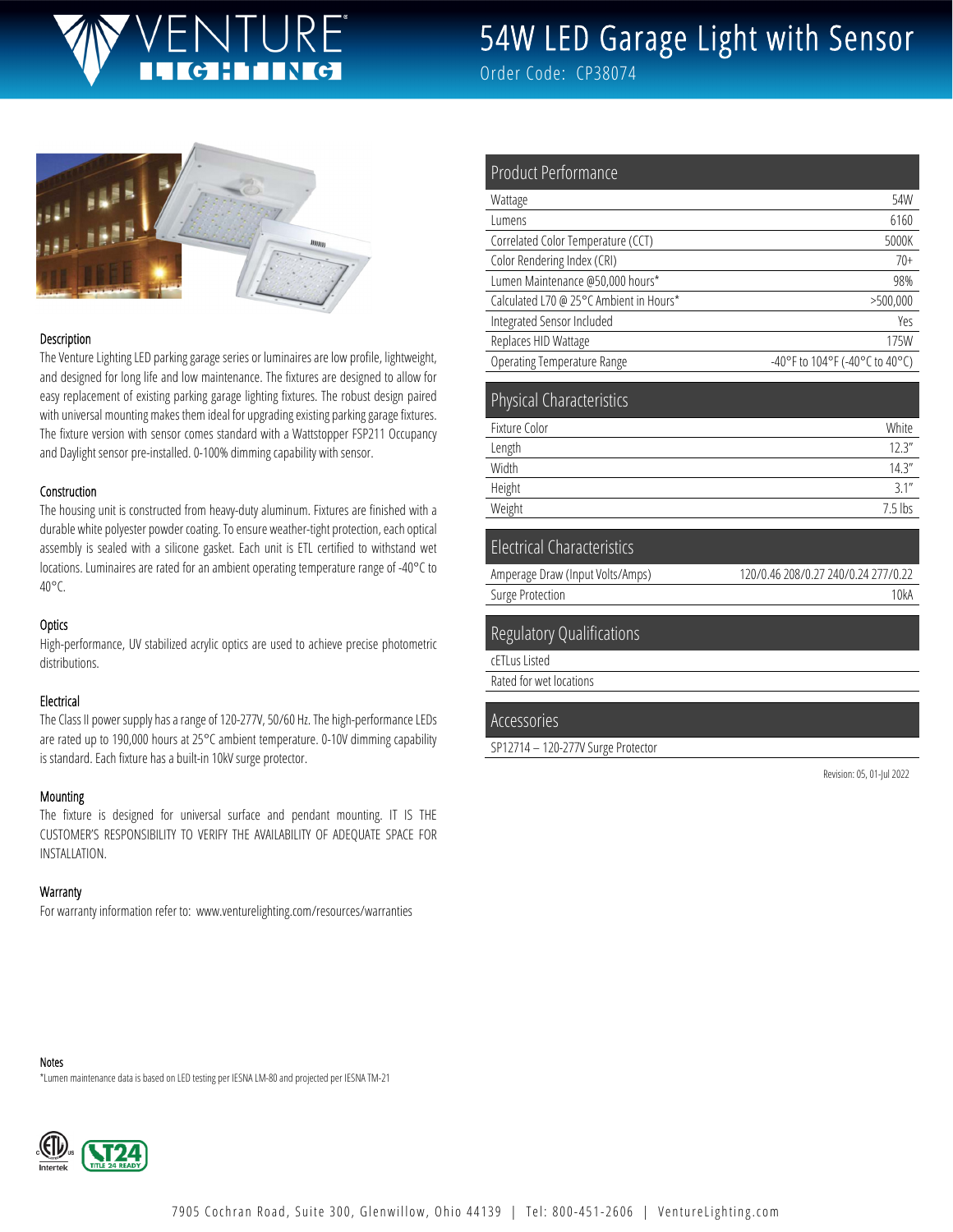# 54W LED Garage Light with Sensor

Order Code: CP38074

### Description

The Venture Lighting LED parking garage series or luminaires are low profile, lightweight, and designed for long life and low maintenance. The fixtures are designed to allow for easy replacement of existing parking garage lighting fixtures. The robust design paired with universal mounting makes them ideal for upgrading existing parking garage fixtures. The fixture version with sensor comes standard with a Wattstopper FSP211 Occupancy and Daylight sensor pre-installed. 0-100% dimming capability with sensor.

### Construction

The housing unit is constructed from heavy-duty aluminum. Fixtures are finished with a durable white polyester powder coating. To ensure weather-tight protection, each optical assembly is sealed with a silicone gasket. Each unit is ETL certified to withstand wet locations. Luminaires are rated for an ambient operating temperature range of -40°C to 40°C.

### Optics

High-performance, UV stabilized acrylic optics are used to achieve precise photometric distributions.

### Electrical

The Class II power supply has a range of 120-277V, 50/60 Hz. The high-performance LEDs are rated up to 190,000 hours at 25°C ambient temperature. 0-10V dimming capability is standard. Each fixture has a built-in 10kV surge protector.

### Mounting

The fixture is designed for universal surface and pendant mounting. IT IS THE CUSTOMER'S RESPONSIBILITY TO VERIFY THE AVAILABILITY OF ADEQUATE SPACE FOR INSTALLATION.

### Warranty

For warranty information refer to: www.venturelighting.com/resources/warranties

## Product Performance

| | |
|---|---|
| Wattage | 54W |
| Lumens | 6160 |
| Correlated Color Temperature (CCT) | 5000K |
| Color Rendering Index (CRI) | 70+ |
| Lumen Maintenance @50,000 hours* | 98% |
| Calculated L70 @ 25°C Ambient in Hours* | >500,000 |
| Integrated Sensor Included | Yes |
| Replaces HID Wattage | 175W |
| Operating Temperature Range | -40°F to 104°F (-40°C to 40°C) |

## Physical Characteristics

| | |
|---|---|
| Fixture Color | White |
| Length | 12.3" |
| Width | 14.3" |
| Height | 3.1" |
| Weight | 7.5 lbs |

## Electrical Characteristics

| | |
|---|---|
| Amperage Draw (Input Volts/Amps) | 120/0.46 208/0.27 240/0.24 277/0.22 |
| Surge Protection | 10kA |

## Regulatory Qualifications

- cETLus Listed
- Rated for wet locations

## Accessories

- SP12714 – 120-277V Surge Protector

Revision: 05, 01-Jul 2022

### Notes

*Lumen maintenance data is based on LED testing per IESNA LM-80 and projected per IESNA TM-21

7905 Cochran Road, Suite 300, Glenwillow, Ohio 44139 | Tel: 800-451-2606 | VentureLighting.com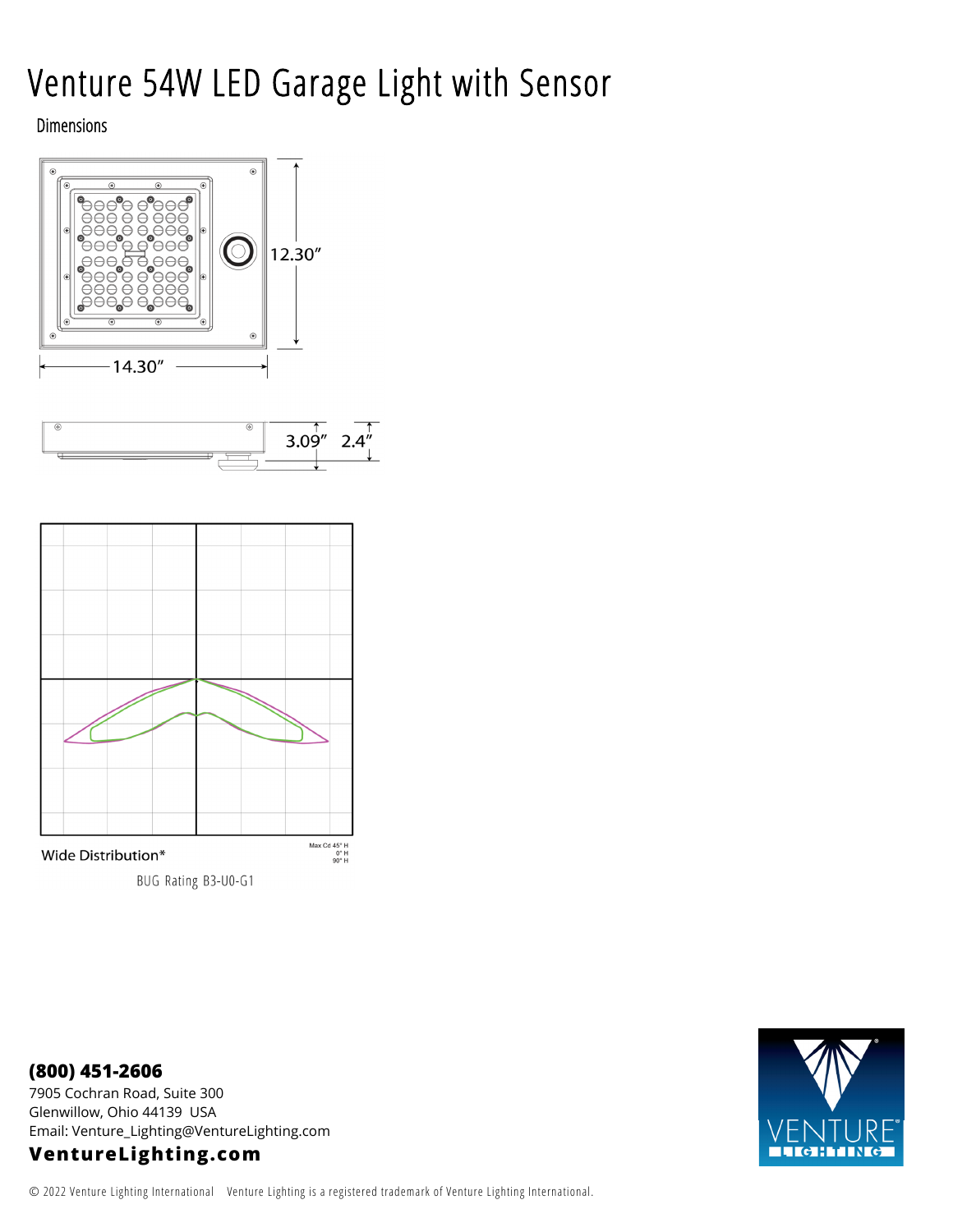# Venture 54W LED Garage Light with Sensor

Dimensions

12.30″

14.30″

3.09″ 2.4″

Wide Distribution*

Max Cd 45° H
0° H
90° H

BUG Rating B3-U0-G1

**(800) 451-2606**
7905 Cochran Road, Suite 300
Glenwillow, Ohio 44139 USA
Email: Venture_Lighting@VentureLighting.com
**VentureLighting.com**

VENTURE® LIGHTING

© 2022 Venture Lighting International Venture Lighting is a registered trademark of Venture Lighting International.